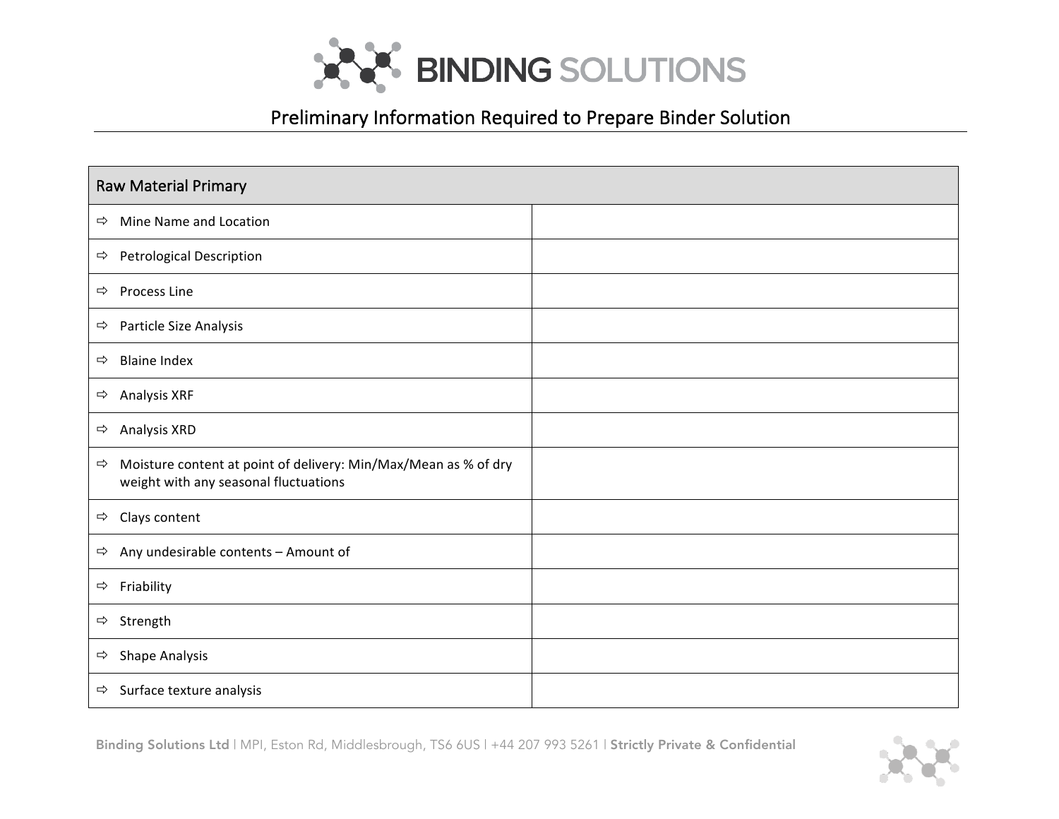# BINDING SOLUTIONS

## Preliminary Information Required to Prepare Binder Solution

| Raw Material Primary | |
|---|---|
| ⇨ Mine Name and Location | |
| ⇨ Petrological Description | |
| ⇨ Process Line | |
| ⇨ Particle Size Analysis | |
| ⇨ Blaine Index | |
| ⇨ Analysis XRF | |
| ⇨ Analysis XRD | |
| ⇨ Moisture content at point of delivery: Min/Max/Mean as % of dry weight with any seasonal fluctuations | |
| ⇨ Clays content | |
| ⇨ Any undesirable contents – Amount of | |
| ⇨ Friability | |
| ⇨ Strength | |
| ⇨ Shape Analysis | |
| ⇨ Surface texture analysis | |

**Binding Solutions Ltd** | MPI, Eston Rd, Middlesbrough, TS6 6US | +44 207 993 5261 | **Strictly Private & Confidential**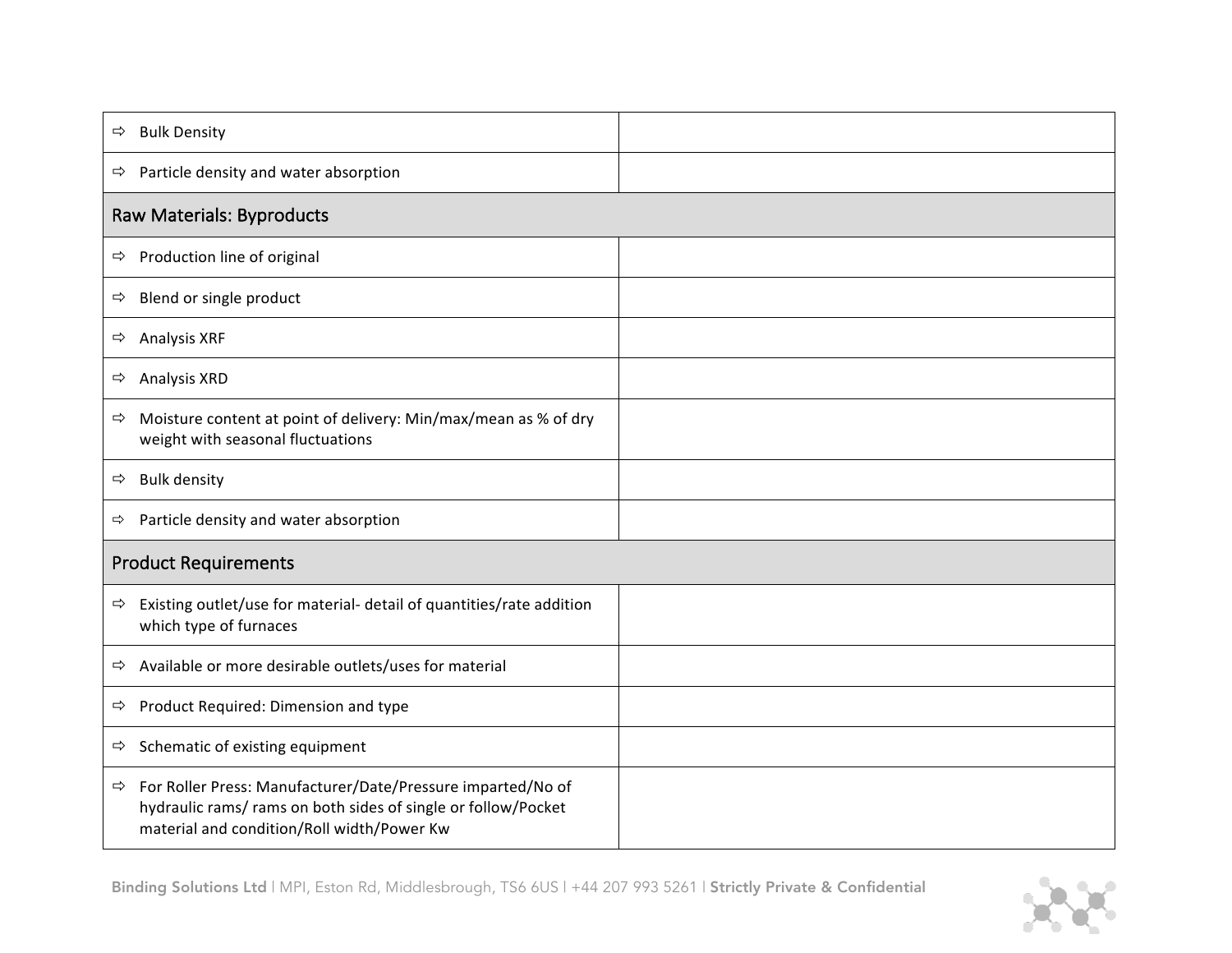| | |
|---|---|
| ⇨ Bulk Density | |
| ⇨ Particle density and water absorption | |
| **Raw Materials: Byproducts** | |
| ⇨ Production line of original | |
| ⇨ Blend or single product | |
| ⇨ Analysis XRF | |
| ⇨ Analysis XRD | |
| ⇨ Moisture content at point of delivery: Min/max/mean as % of dry weight with seasonal fluctuations | |
| ⇨ Bulk density | |
| ⇨ Particle density and water absorption | |
| **Product Requirements** | |
| ⇨ Existing outlet/use for material- detail of quantities/rate addition which type of furnaces | |
| ⇨ Available or more desirable outlets/uses for material | |
| ⇨ Product Required: Dimension and type | |
| ⇨ Schematic of existing equipment | |
| ⇨ For Roller Press: Manufacturer/Date/Pressure imparted/No of hydraulic rams/ rams on both sides of single or follow/Pocket material and condition/Roll width/Power Kw | |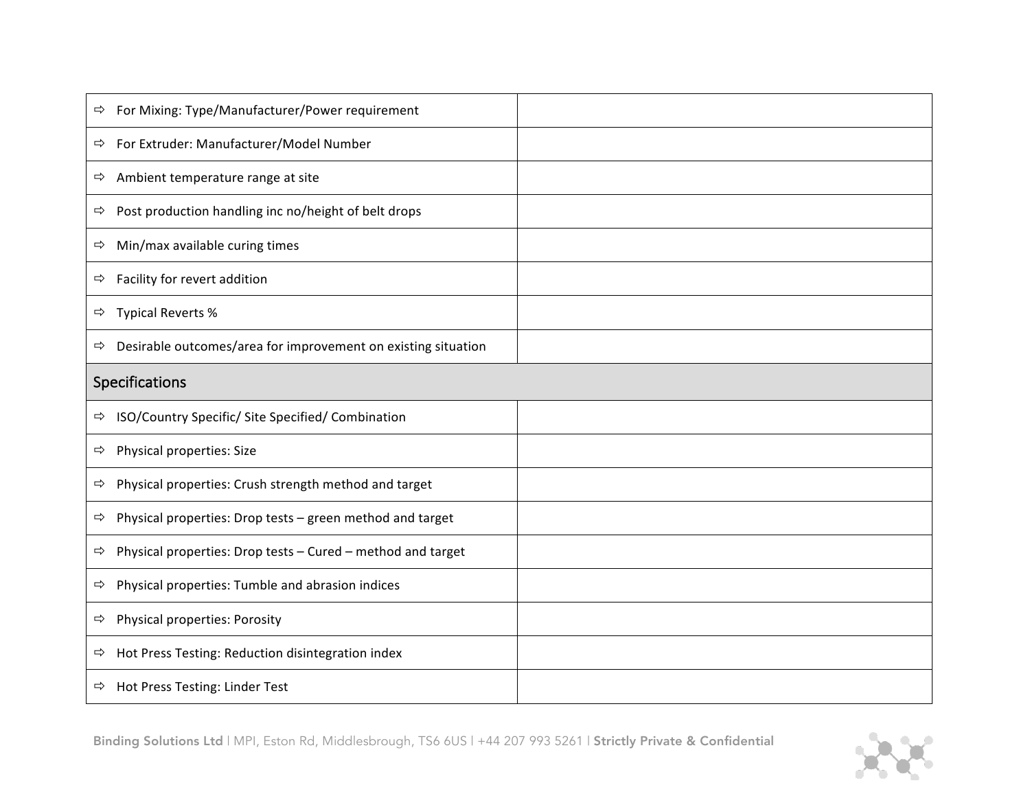| | |
|---|---|
| ⇨ For Mixing: Type/Manufacturer/Power requirement | |
| ⇨ For Extruder: Manufacturer/Model Number | |
| ⇨ Ambient temperature range at site | |
| ⇨ Post production handling inc no/height of belt drops | |
| ⇨ Min/max available curing times | |
| ⇨ Facility for revert addition | |
| ⇨ Typical Reverts % | |
| ⇨ Desirable outcomes/area for improvement on existing situation | |
| **Specifications** | |
| ⇨ ISO/Country Specific/ Site Specified/ Combination | |
| ⇨ Physical properties: Size | |
| ⇨ Physical properties: Crush strength method and target | |
| ⇨ Physical properties: Drop tests – green method and target | |
| ⇨ Physical properties: Drop tests – Cured – method and target | |
| ⇨ Physical properties: Tumble and abrasion indices | |
| ⇨ Physical properties: Porosity | |
| ⇨ Hot Press Testing: Reduction disintegration index | |
| ⇨ Hot Press Testing: Linder Test | |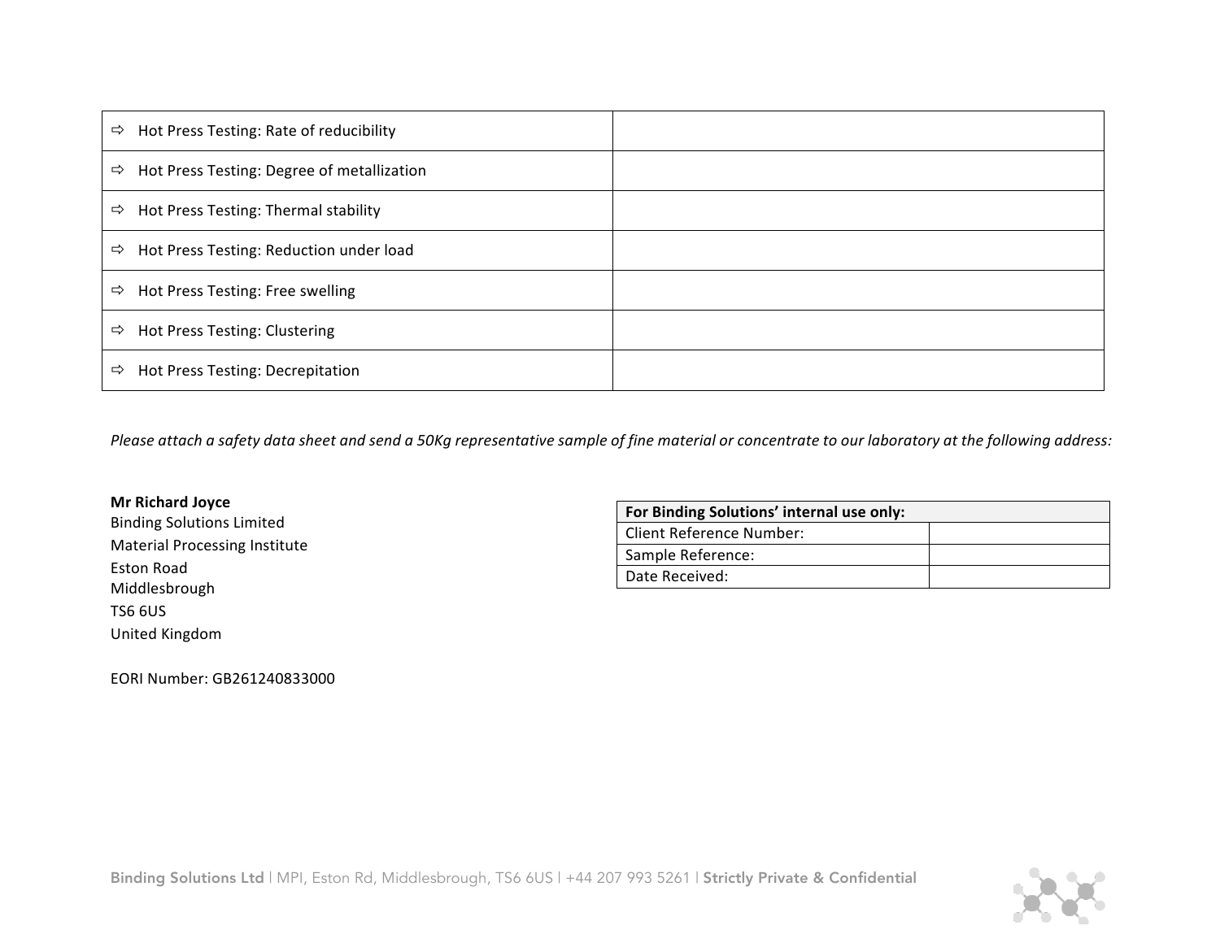| | |
|---|---|
| ⇨ Hot Press Testing: Rate of reducibility | |
| ⇨ Hot Press Testing: Degree of metallization | |
| ⇨ Hot Press Testing: Thermal stability | |
| ⇨ Hot Press Testing: Reduction under load | |
| ⇨ Hot Press Testing: Free swelling | |
| ⇨ Hot Press Testing: Clustering | |
| ⇨ Hot Press Testing: Decrepitation | |

*Please attach a safety data sheet and send a 50Kg representative sample of fine material or concentrate to our laboratory at the following address:*

**Mr Richard Joyce**
Binding Solutions Limited
Material Processing Institute
Eston Road
Middlesbrough
TS6 6US
United Kingdom

EORI Number: GB261240833000

| **For Binding Solutions' internal use only:** | |
|---|---|
| Client Reference Number: | |
| Sample Reference: | |
| Date Received: | |